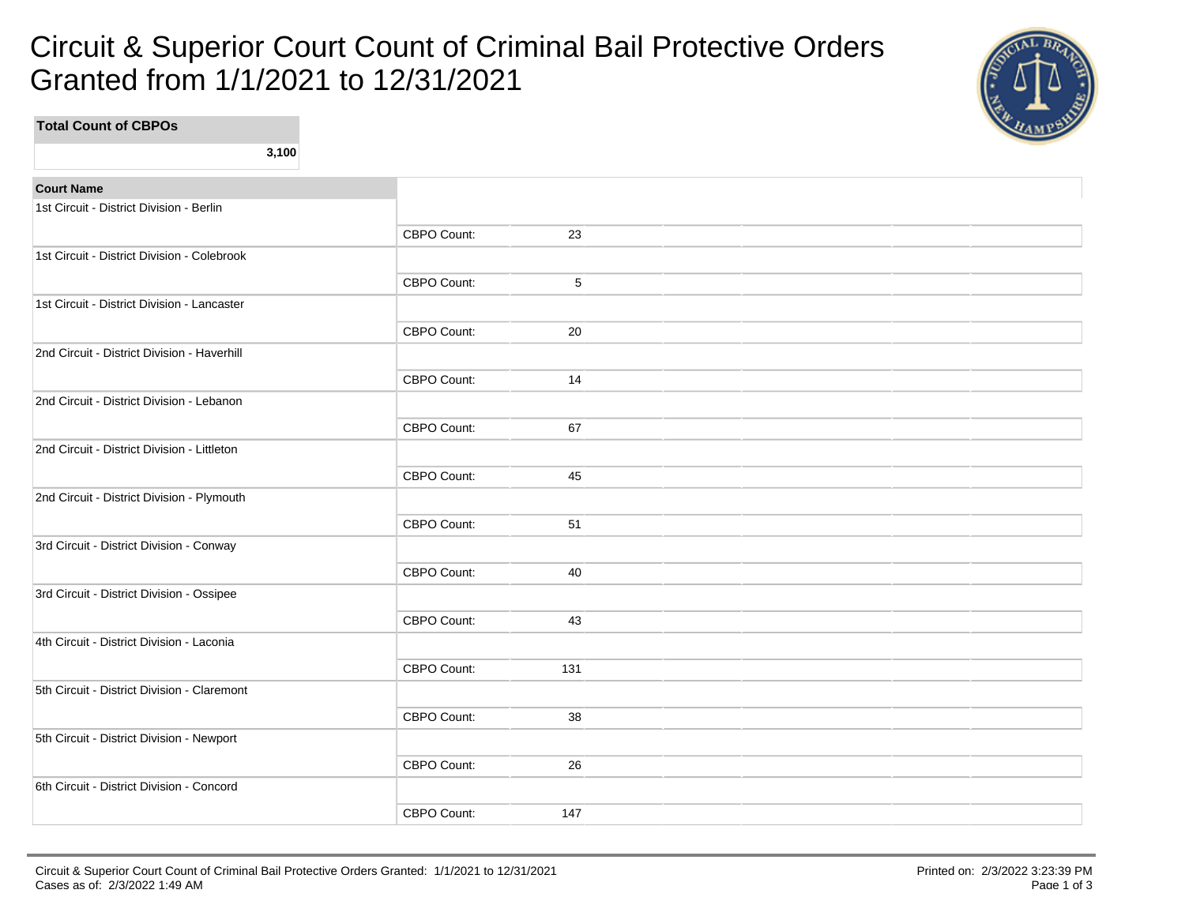# Circuit & Superior Court Count of Criminal Bail Protective Orders Granted from 1/1/2021 to 12/31/2021

| Total Count of CBPOs |
| ---: |
| **3,100** |

| Court Name | | |
| --- | --- | ---: |
| 1st Circuit - District Division - Berlin | CBPO Count: | 23 |
| 1st Circuit - District Division - Colebrook | CBPO Count: | 5 |
| 1st Circuit - District Division - Lancaster | CBPO Count: | 20 |
| 2nd Circuit - District Division - Haverhill | CBPO Count: | 14 |
| 2nd Circuit - District Division - Lebanon | CBPO Count: | 67 |
| 2nd Circuit - District Division - Littleton | CBPO Count: | 45 |
| 2nd Circuit - District Division - Plymouth | CBPO Count: | 51 |
| 3rd Circuit - District Division - Conway | CBPO Count: | 40 |
| 3rd Circuit - District Division - Ossipee | CBPO Count: | 43 |
| 4th Circuit - District Division - Laconia | CBPO Count: | 131 |
| 5th Circuit - District Division - Claremont | CBPO Count: | 38 |
| 5th Circuit - District Division - Newport | CBPO Count: | 26 |
| 6th Circuit - District Division - Concord | CBPO Count: | 147 |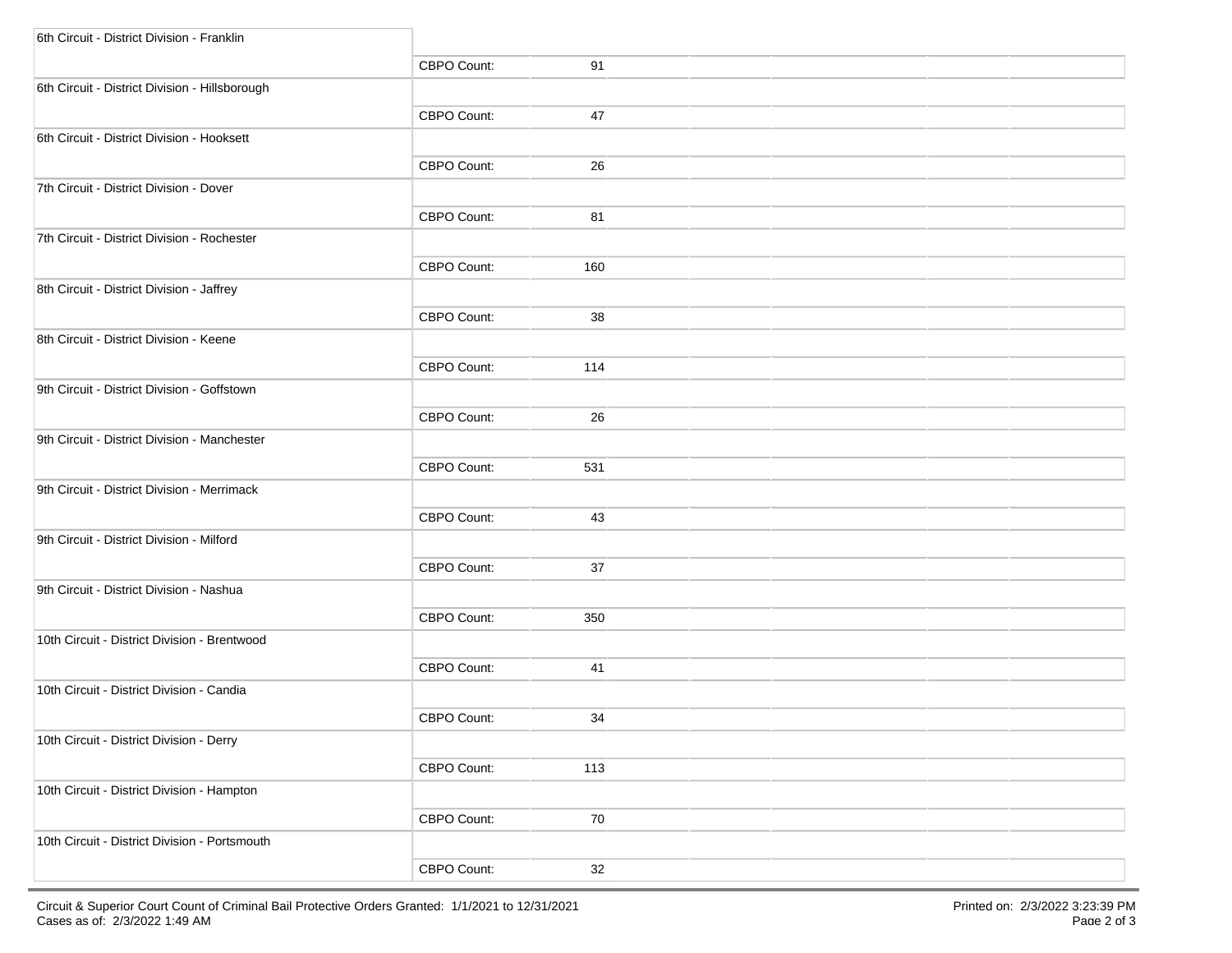| Court | | CBPO Count |
|---|---|---|
| 6th Circuit - District Division - Franklin | CBPO Count: | 91 |
| 6th Circuit - District Division - Hillsborough | CBPO Count: | 47 |
| 6th Circuit - District Division - Hooksett | CBPO Count: | 26 |
| 7th Circuit - District Division - Dover | CBPO Count: | 81 |
| 7th Circuit - District Division - Rochester | CBPO Count: | 160 |
| 8th Circuit - District Division - Jaffrey | CBPO Count: | 38 |
| 8th Circuit - District Division - Keene | CBPO Count: | 114 |
| 9th Circuit - District Division - Goffstown | CBPO Count: | 26 |
| 9th Circuit - District Division - Manchester | CBPO Count: | 531 |
| 9th Circuit - District Division - Merrimack | CBPO Count: | 43 |
| 9th Circuit - District Division - Milford | CBPO Count: | 37 |
| 9th Circuit - District Division - Nashua | CBPO Count: | 350 |
| 10th Circuit - District Division - Brentwood | CBPO Count: | 41 |
| 10th Circuit - District Division - Candia | CBPO Count: | 34 |
| 10th Circuit - District Division - Derry | CBPO Count: | 113 |
| 10th Circuit - District Division - Hampton | CBPO Count: | 70 |
| 10th Circuit - District Division - Portsmouth | CBPO Count: | 32 |

Circuit & Superior Court Count of Criminal Bail Protective Orders Granted: 1/1/2021 to 12/31/2021
Cases as of: 2/3/2022 1:49 AM

Printed on: 2/3/2022 3:23:39 PM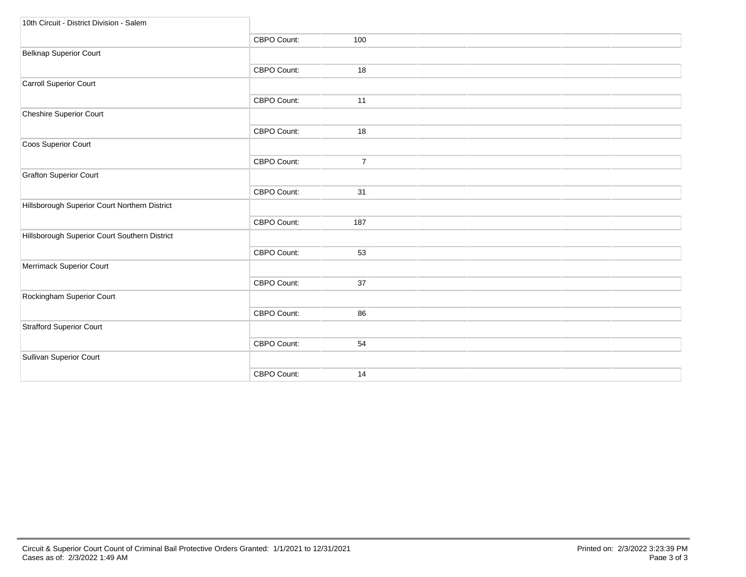| | | |
|---|---|---|
| 10th Circuit - District Division - Salem | | |
| | CBPO Count: | 100 |
| Belknap Superior Court | | |
| | CBPO Count: | 18 |
| Carroll Superior Court | | |
| | CBPO Count: | 11 |
| Cheshire Superior Court | | |
| | CBPO Count: | 18 |
| Coos Superior Court | | |
| | CBPO Count: | 7 |
| Grafton Superior Court | | |
| | CBPO Count: | 31 |
| Hillsborough Superior Court Northern District | | |
| | CBPO Count: | 187 |
| Hillsborough Superior Court Southern District | | |
| | CBPO Count: | 53 |
| Merrimack Superior Court | | |
| | CBPO Count: | 37 |
| Rockingham Superior Court | | |
| | CBPO Count: | 86 |
| Strafford Superior Court | | |
| | CBPO Count: | 54 |
| Sullivan Superior Court | | |
| | CBPO Count: | 14 |

Circuit & Superior Court Count of Criminal Bail Protective Orders Granted: 1/1/2021 to 12/31/2021
Cases as of: 2/3/2022 1:49 AM

Printed on: 2/3/2022 3:23:39 PM